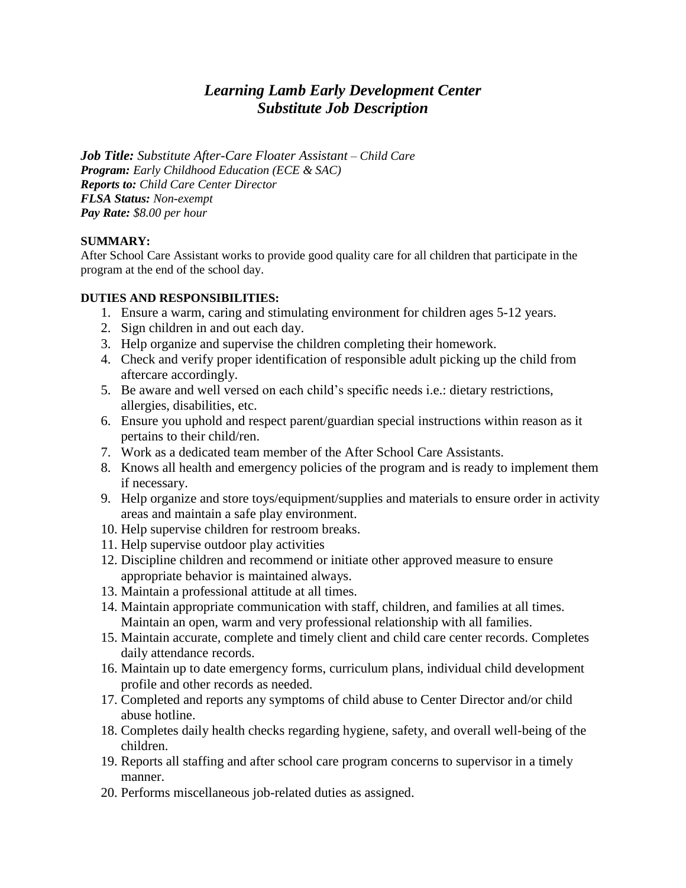# *Learning Lamb Early Development Center*
# *Substitute Job Description*

***Job Title:*** *Substitute After-Care Floater Assistant – Child Care*
***Program:*** *Early Childhood Education (ECE & SAC)*
***Reports to:*** *Child Care Center Director*
***FLSA Status:*** *Non-exempt*
***Pay Rate:*** *$8.00 per hour*

**SUMMARY:**

After School Care Assistant works to provide good quality care for all children that participate in the program at the end of the school day.

**DUTIES AND RESPONSIBILITIES:**

1. Ensure a warm, caring and stimulating environment for children ages 5-12 years.
2. Sign children in and out each day.
3. Help organize and supervise the children completing their homework.
4. Check and verify proper identification of responsible adult picking up the child from aftercare accordingly.
5. Be aware and well versed on each child's specific needs i.e.: dietary restrictions, allergies, disabilities, etc.
6. Ensure you uphold and respect parent/guardian special instructions within reason as it pertains to their child/ren.
7. Work as a dedicated team member of the After School Care Assistants.
8. Knows all health and emergency policies of the program and is ready to implement them if necessary.
9. Help organize and store toys/equipment/supplies and materials to ensure order in activity areas and maintain a safe play environment.
10. Help supervise children for restroom breaks.
11. Help supervise outdoor play activities
12. Discipline children and recommend or initiate other approved measure to ensure appropriate behavior is maintained always.
13. Maintain a professional attitude at all times.
14. Maintain appropriate communication with staff, children, and families at all times. Maintain an open, warm and very professional relationship with all families.
15. Maintain accurate, complete and timely client and child care center records. Completes daily attendance records.
16. Maintain up to date emergency forms, curriculum plans, individual child development profile and other records as needed.
17. Completed and reports any symptoms of child abuse to Center Director and/or child abuse hotline.
18. Completes daily health checks regarding hygiene, safety, and overall well-being of the children.
19. Reports all staffing and after school care program concerns to supervisor in a timely manner.
20. Performs miscellaneous job-related duties as assigned.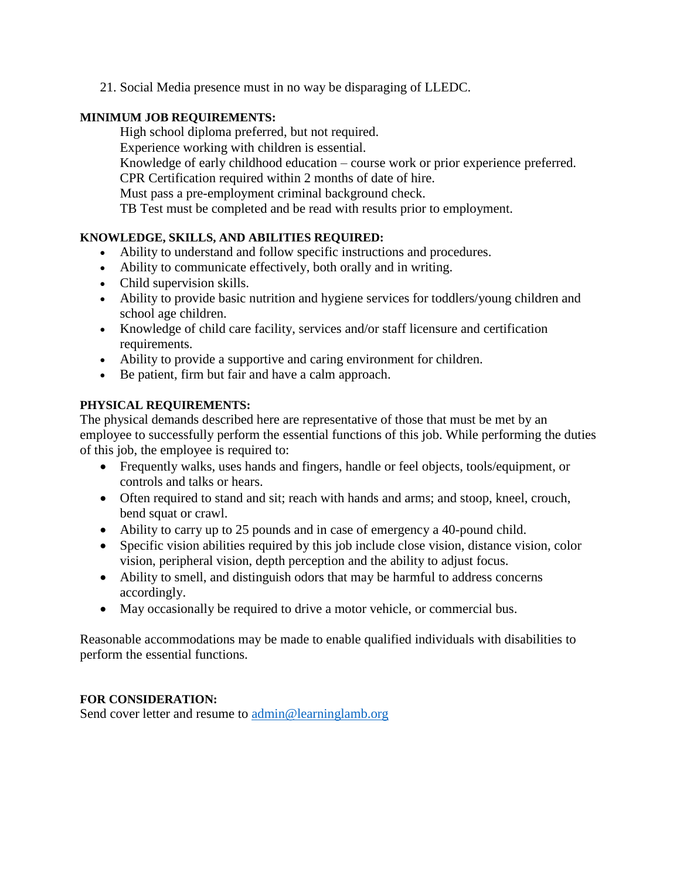21. Social Media presence must in no way be disparaging of LLEDC.

**MINIMUM JOB REQUIREMENTS:**

High school diploma preferred, but not required.
Experience working with children is essential.
Knowledge of early childhood education – course work or prior experience preferred.
CPR Certification required within 2 months of date of hire.
Must pass a pre-employment criminal background check.
TB Test must be completed and be read with results prior to employment.

**KNOWLEDGE, SKILLS, AND ABILITIES REQUIRED:**

- Ability to understand and follow specific instructions and procedures.
- Ability to communicate effectively, both orally and in writing.
- Child supervision skills.
- Ability to provide basic nutrition and hygiene services for toddlers/young children and school age children.
- Knowledge of child care facility, services and/or staff licensure and certification requirements.
- Ability to provide a supportive and caring environment for children.
- Be patient, firm but fair and have a calm approach.

**PHYSICAL REQUIREMENTS:**

The physical demands described here are representative of those that must be met by an employee to successfully perform the essential functions of this job. While performing the duties of this job, the employee is required to:

- Frequently walks, uses hands and fingers, handle or feel objects, tools/equipment, or controls and talks or hears.
- Often required to stand and sit; reach with hands and arms; and stoop, kneel, crouch, bend squat or crawl.
- Ability to carry up to 25 pounds and in case of emergency a 40-pound child.
- Specific vision abilities required by this job include close vision, distance vision, color vision, peripheral vision, depth perception and the ability to adjust focus.
- Ability to smell, and distinguish odors that may be harmful to address concerns accordingly.
- May occasionally be required to drive a motor vehicle, or commercial bus.

Reasonable accommodations may be made to enable qualified individuals with disabilities to perform the essential functions.

**FOR CONSIDERATION:**

Send cover letter and resume to [admin@learninglamb.org](mailto:admin@learninglamb.org)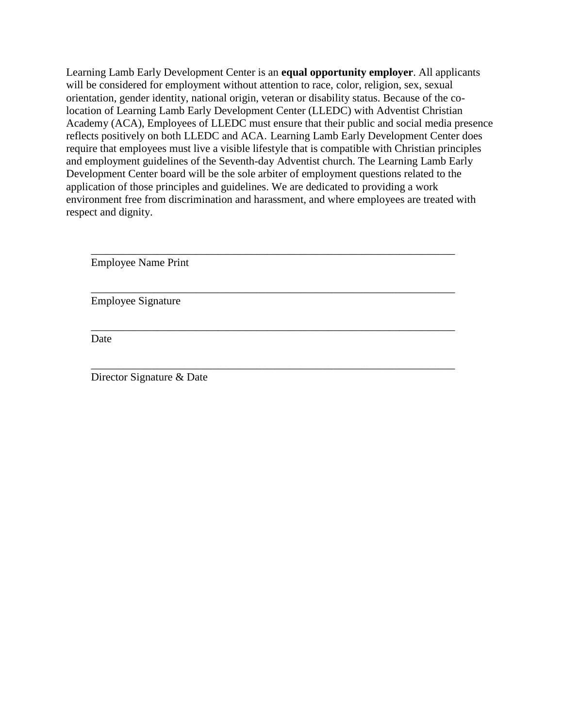Learning Lamb Early Development Center is an **equal opportunity employer**. All applicants will be considered for employment without attention to race, color, religion, sex, sexual orientation, gender identity, national origin, veteran or disability status. Because of the co-location of Learning Lamb Early Development Center (LLEDC) with Adventist Christian Academy (ACA), Employees of LLEDC must ensure that their public and social media presence reflects positively on both LLEDC and ACA. Learning Lamb Early Development Center does require that employees must live a visible lifestyle that is compatible with Christian principles and employment guidelines of the Seventh-day Adventist church. The Learning Lamb Early Development Center board will be the sole arbiter of employment questions related to the application of those principles and guidelines. We are dedicated to providing a work environment free from discrimination and harassment, and where employees are treated with respect and dignity.

_____________________________________________________________________

Employee Name Print

_____________________________________________________________________

Employee Signature

_____________________________________________________________________

Date

_____________________________________________________________________

Director Signature & Date